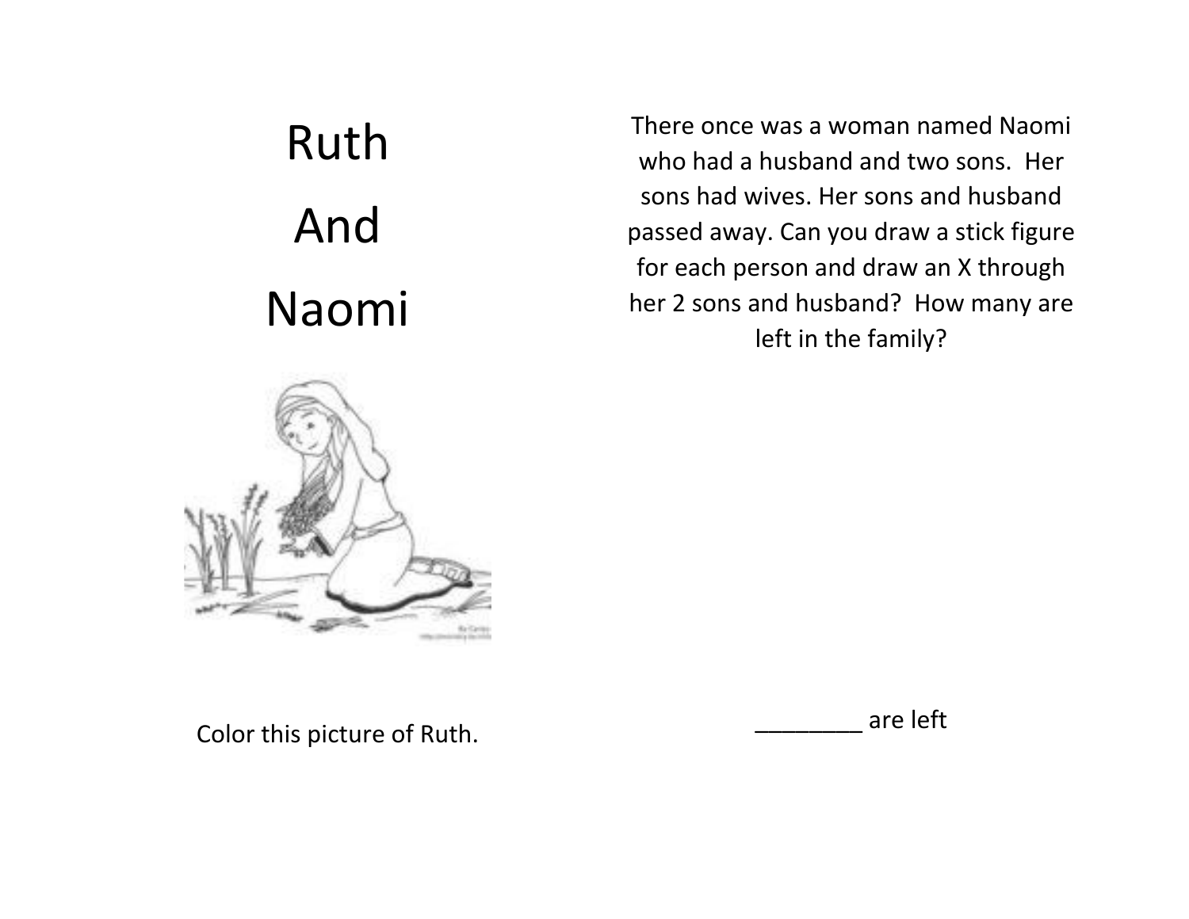# Ruth

# And

# Naomi

Color this picture of Ruth.

There once was a woman named Naomi who had a husband and two sons. Her sons had wives. Her sons and husband passed away. Can you draw a stick figure for each person and draw an X through her 2 sons and husband? How many are left in the family?

________ are left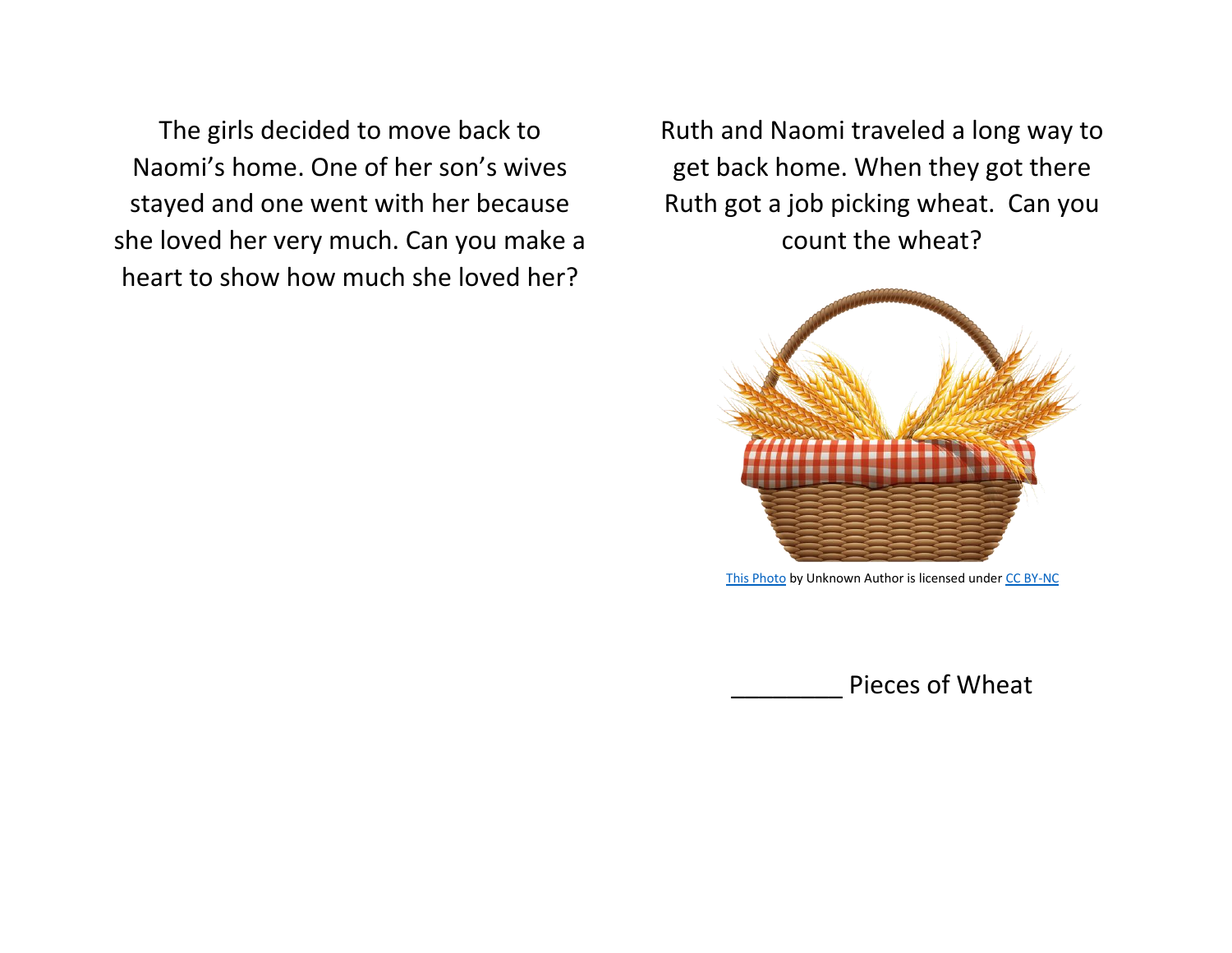The girls decided to move back to Naomi's home. One of her son's wives stayed and one went with her because she loved her very much. Can you make a heart to show how much she loved her?

Ruth and Naomi traveled a long way to get back home. When they got there Ruth got a job picking wheat. Can you count the wheat?

This Photo by Unknown Author is licensed under CC BY-NC

________ Pieces of Wheat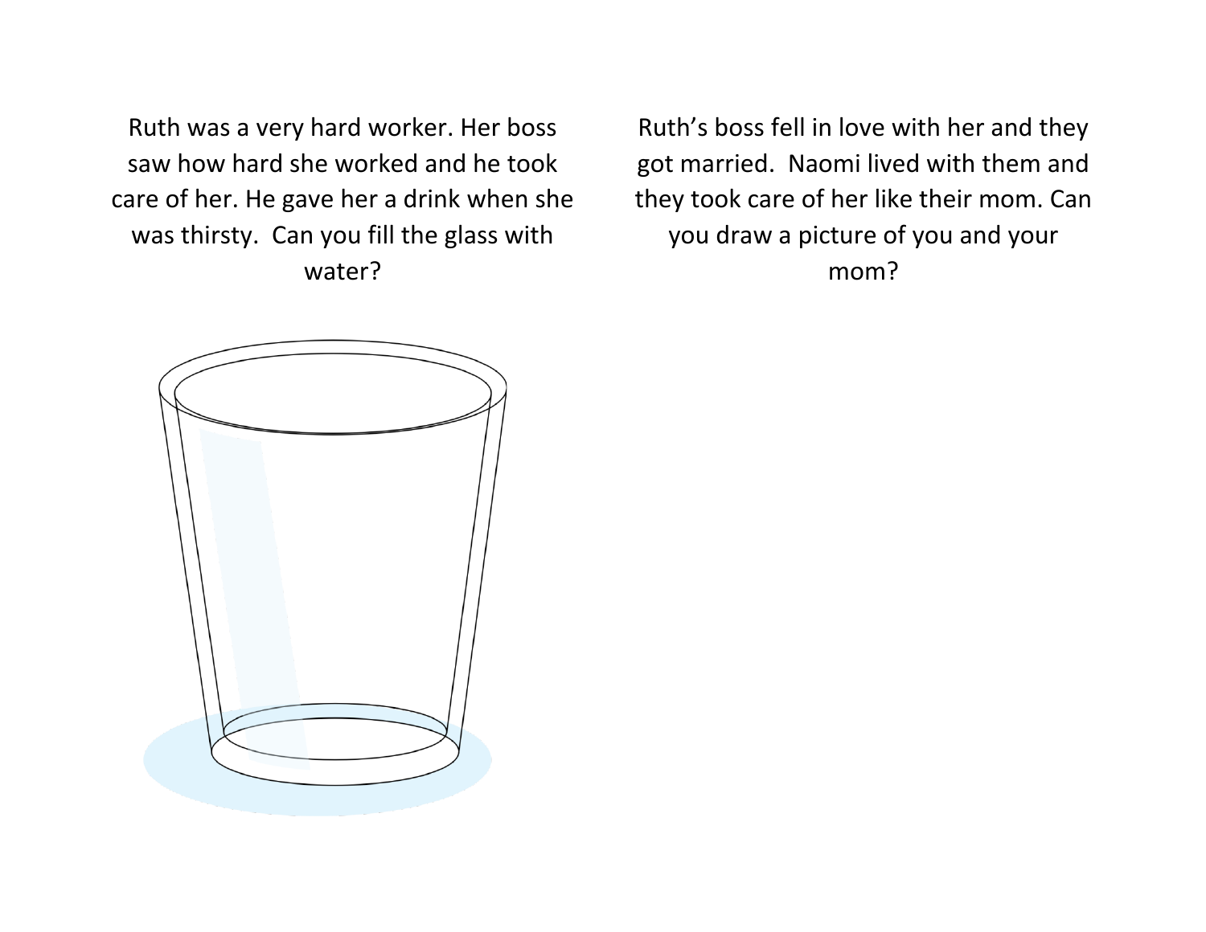Ruth was a very hard worker. Her boss saw how hard she worked and he took care of her. He gave her a drink when she was thirsty. Can you fill the glass with water?

Ruth's boss fell in love with her and they got married. Naomi lived with them and they took care of her like their mom. Can you draw a picture of you and your mom?